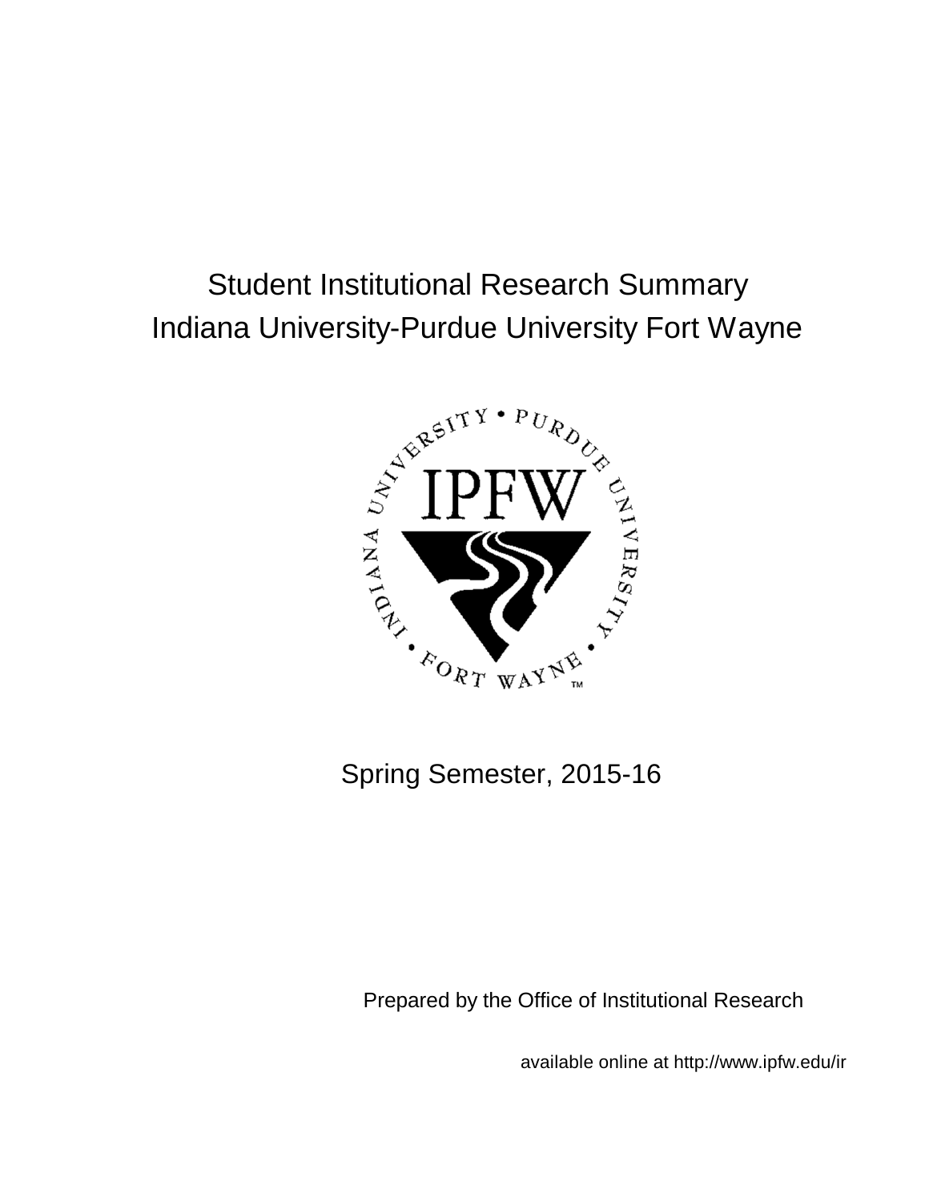# Student Institutional Research Summary
# Indiana University-Purdue University Fort Wayne

Spring Semester, 2015-16

Prepared by the Office of Institutional Research

available online at http://www.ipfw.edu/ir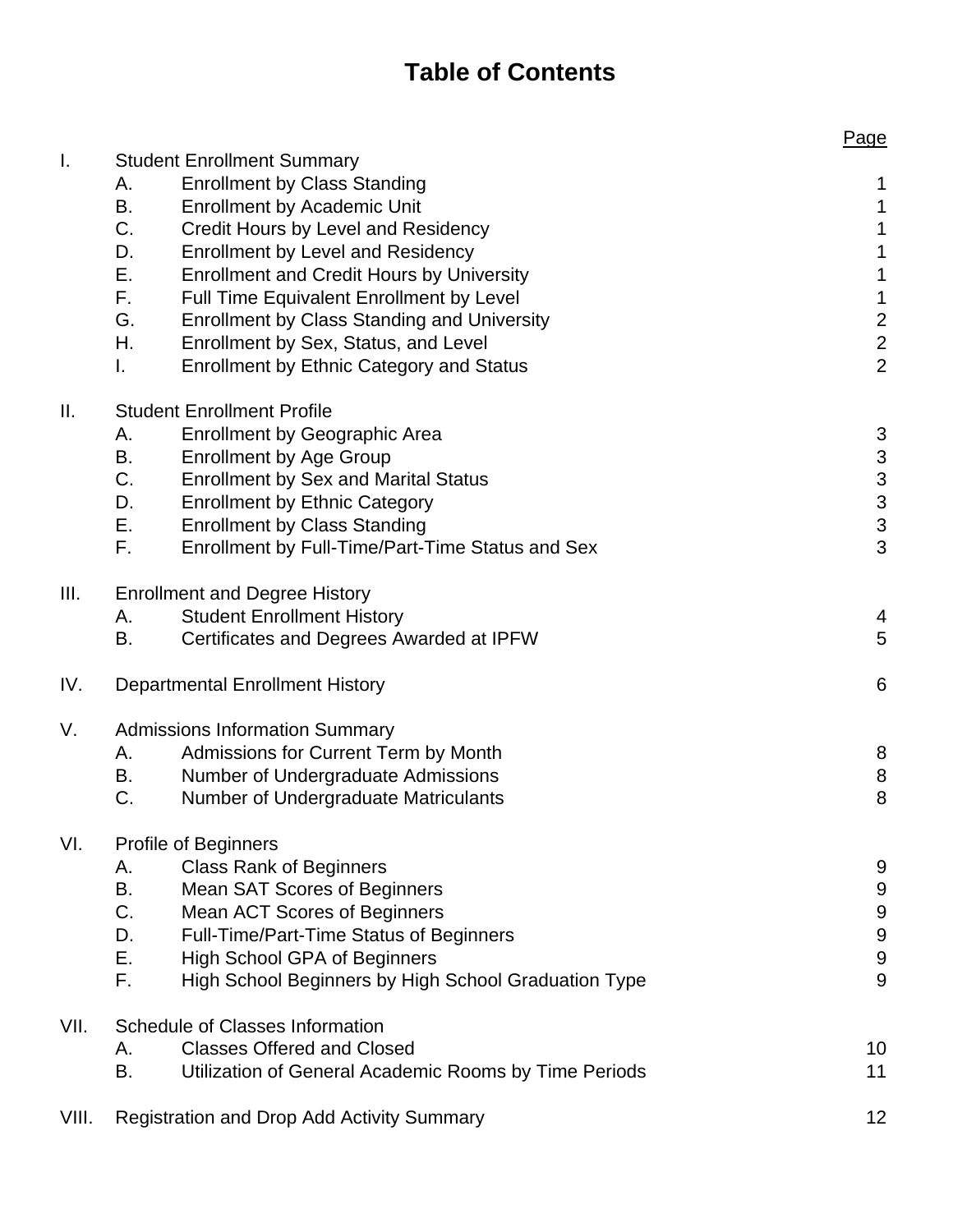# Table of Contents

| | | | Page |
|---|---|---|---|
| I. | Student Enrollment Summary | | |
| | A. | Enrollment by Class Standing | 1 |
| | B. | Enrollment by Academic Unit | 1 |
| | C. | Credit Hours by Level and Residency | 1 |
| | D. | Enrollment by Level and Residency | 1 |
| | E. | Enrollment and Credit Hours by University | 1 |
| | F. | Full Time Equivalent Enrollment by Level | 1 |
| | G. | Enrollment by Class Standing and University | 2 |
| | H. | Enrollment by Sex, Status, and Level | 2 |
| | I. | Enrollment by Ethnic Category and Status | 2 |
| II. | Student Enrollment Profile | | |
| | A. | Enrollment by Geographic Area | 3 |
| | B. | Enrollment by Age Group | 3 |
| | C. | Enrollment by Sex and Marital Status | 3 |
| | D. | Enrollment by Ethnic Category | 3 |
| | E. | Enrollment by Class Standing | 3 |
| | F. | Enrollment by Full-Time/Part-Time Status and Sex | 3 |
| III. | Enrollment and Degree History | | |
| | A. | Student Enrollment History | 4 |
| | B. | Certificates and Degrees Awarded at IPFW | 5 |
| IV. | Departmental Enrollment History | | 6 |
| V. | Admissions Information Summary | | |
| | A. | Admissions for Current Term by Month | 8 |
| | B. | Number of Undergraduate Admissions | 8 |
| | C. | Number of Undergraduate Matriculants | 8 |
| VI. | Profile of Beginners | | |
| | A. | Class Rank of Beginners | 9 |
| | B. | Mean SAT Scores of Beginners | 9 |
| | C. | Mean ACT Scores of Beginners | 9 |
| | D. | Full-Time/Part-Time Status of Beginners | 9 |
| | E. | High School GPA of Beginners | 9 |
| | F. | High School Beginners by High School Graduation Type | 9 |
| VII. | Schedule of Classes Information | | |
| | A. | Classes Offered and Closed | 10 |
| | B. | Utilization of General Academic Rooms by Time Periods | 11 |
| VIII. | Registration and Drop Add Activity Summary | | 12 |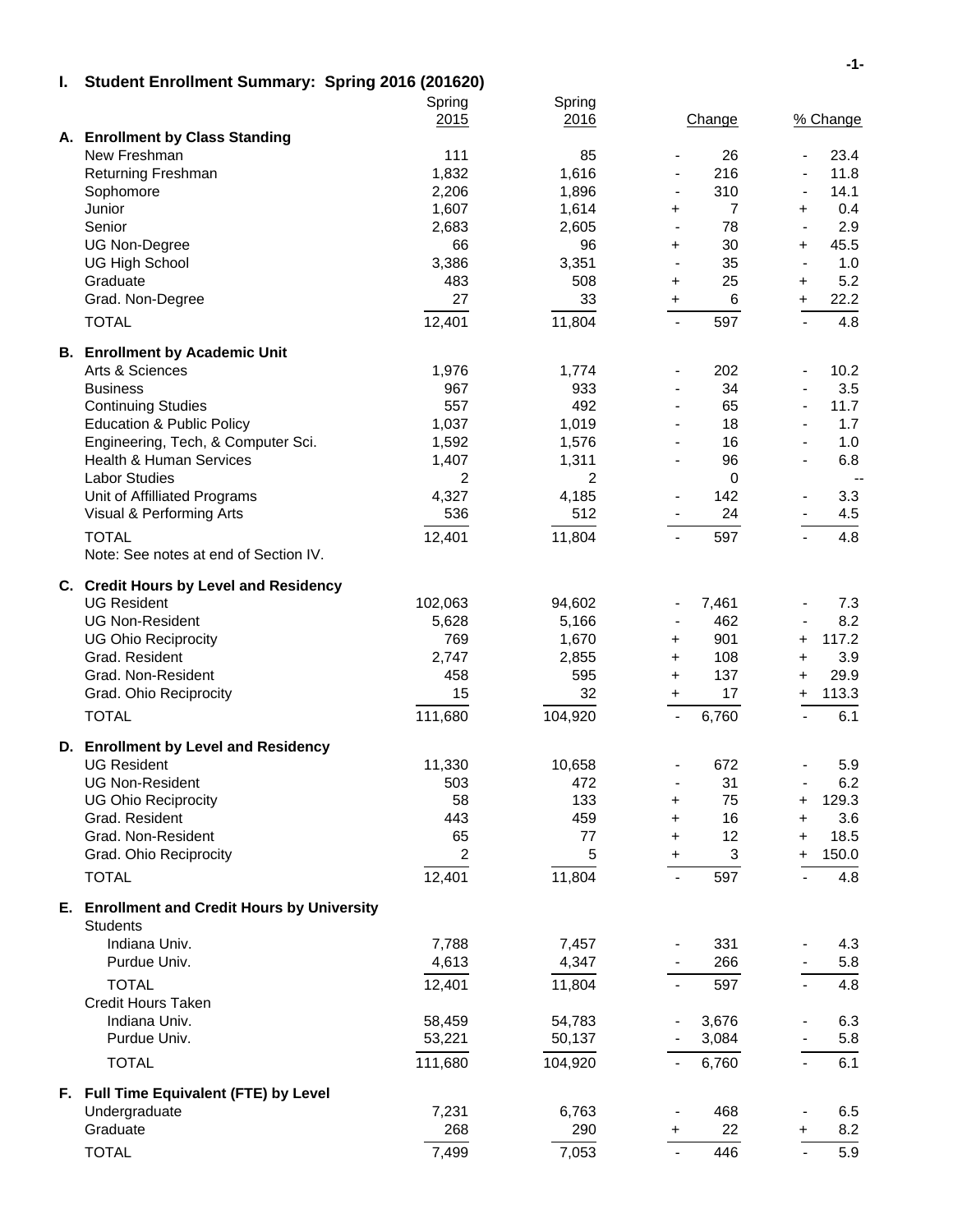## I. Student Enrollment Summary: Spring 2016 (201620)

| | Spring 2015 | Spring 2016 | Change | % Change |
|---|---|---|---|---|
| **A. Enrollment by Class Standing** | | | | |
| New Freshman | 111 | 85 | - 26 | - 23.4 |
| Returning Freshman | 1,832 | 1,616 | - 216 | - 11.8 |
| Sophomore | 2,206 | 1,896 | - 310 | - 14.1 |
| Junior | 1,607 | 1,614 | + 7 | + 0.4 |
| Senior | 2,683 | 2,605 | - 78 | - 2.9 |
| UG Non-Degree | 66 | 96 | + 30 | + 45.5 |
| UG High School | 3,386 | 3,351 | - 35 | - 1.0 |
| Graduate | 483 | 508 | + 25 | + 5.2 |
| Grad. Non-Degree | 27 | 33 | + 6 | + 22.2 |
| TOTAL | 12,401 | 11,804 | - 597 | - 4.8 |
| **B. Enrollment by Academic Unit** | | | | |
| Arts & Sciences | 1,976 | 1,774 | - 202 | - 10.2 |
| Business | 967 | 933 | - 34 | - 3.5 |
| Continuing Studies | 557 | 492 | - 65 | - 11.7 |
| Education & Public Policy | 1,037 | 1,019 | - 18 | - 1.7 |
| Engineering, Tech, & Computer Sci. | 1,592 | 1,576 | - 16 | - 1.0 |
| Health & Human Services | 1,407 | 1,311 | - 96 | - 6.8 |
| Labor Studies | 2 | 2 | 0 | -- |
| Unit of Affilliated Programs | 4,327 | 4,185 | - 142 | - 3.3 |
| Visual & Performing Arts | 536 | 512 | - 24 | - 4.5 |
| TOTAL | 12,401 | 11,804 | - 597 | - 4.8 |
| Note: See notes at end of Section IV. | | | | |
| **C. Credit Hours by Level and Residency** | | | | |
| UG Resident | 102,063 | 94,602 | - 7,461 | - 7.3 |
| UG Non-Resident | 5,628 | 5,166 | - 462 | - 8.2 |
| UG Ohio Reciprocity | 769 | 1,670 | + 901 | + 117.2 |
| Grad. Resident | 2,747 | 2,855 | + 108 | + 3.9 |
| Grad. Non-Resident | 458 | 595 | + 137 | + 29.9 |
| Grad. Ohio Reciprocity | 15 | 32 | + 17 | + 113.3 |
| TOTAL | 111,680 | 104,920 | - 6,760 | - 6.1 |
| **D. Enrollment by Level and Residency** | | | | |
| UG Resident | 11,330 | 10,658 | - 672 | - 5.9 |
| UG Non-Resident | 503 | 472 | - 31 | - 6.2 |
| UG Ohio Reciprocity | 58 | 133 | + 75 | + 129.3 |
| Grad. Resident | 443 | 459 | + 16 | + 3.6 |
| Grad. Non-Resident | 65 | 77 | + 12 | + 18.5 |
| Grad. Ohio Reciprocity | 2 | 5 | + 3 | + 150.0 |
| TOTAL | 12,401 | 11,804 | - 597 | - 4.8 |
| **E. Enrollment and Credit Hours by University** | | | | |
| Students | | | | |
| Indiana Univ. | 7,788 | 7,457 | - 331 | - 4.3 |
| Purdue Univ. | 4,613 | 4,347 | - 266 | - 5.8 |
| TOTAL | 12,401 | 11,804 | - 597 | - 4.8 |
| Credit Hours Taken | | | | |
| Indiana Univ. | 58,459 | 54,783 | - 3,676 | - 6.3 |
| Purdue Univ. | 53,221 | 50,137 | - 3,084 | - 5.8 |
| TOTAL | 111,680 | 104,920 | - 6,760 | - 6.1 |
| **F. Full Time Equivalent (FTE) by Level** | | | | |
| Undergraduate | 7,231 | 6,763 | - 468 | - 6.5 |
| Graduate | 268 | 290 | + 22 | + 8.2 |
| TOTAL | 7,499 | 7,053 | - 446 | - 5.9 |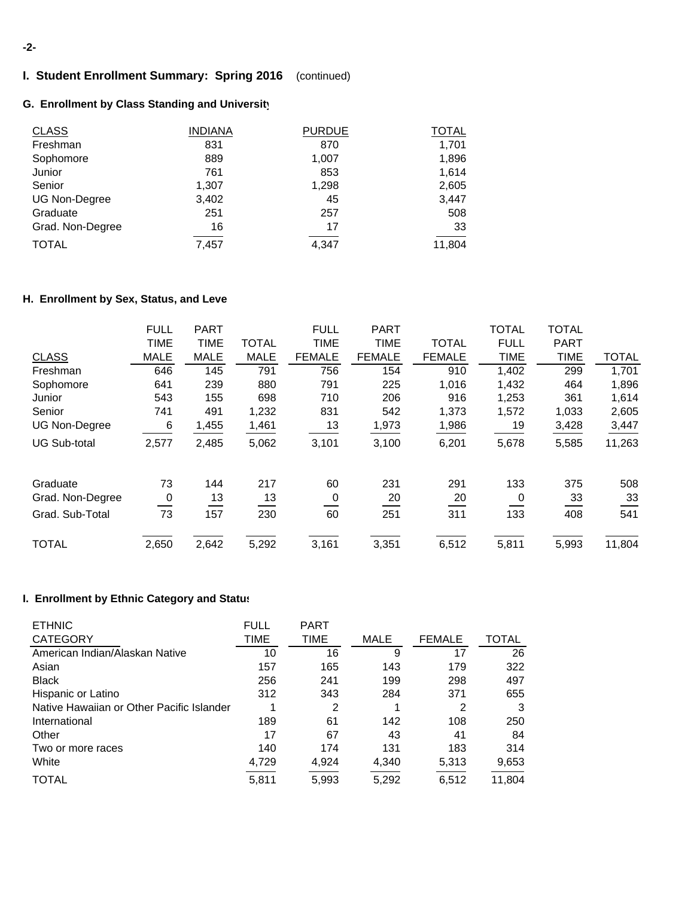## I. Student Enrollment Summary: Spring 2016 (continued)

### G. Enrollment by Class Standing and University

| CLASS | INDIANA | PURDUE | TOTAL |
|---|---|---|---|
| Freshman | 831 | 870 | 1,701 |
| Sophomore | 889 | 1,007 | 1,896 |
| Junior | 761 | 853 | 1,614 |
| Senior | 1,307 | 1,298 | 2,605 |
| UG Non-Degree | 3,402 | 45 | 3,447 |
| Graduate | 251 | 257 | 508 |
| Grad. Non-Degree | 16 | 17 | 33 |
| TOTAL | 7,457 | 4,347 | 11,804 |

### H. Enrollment by Sex, Status, and Level

| CLASS | FULL TIME MALE | PART TIME MALE | TOTAL MALE | FULL TIME FEMALE | PART TIME FEMALE | TOTAL FEMALE | TOTAL FULL TIME | TOTAL PART TIME | TOTAL |
|---|---|---|---|---|---|---|---|---|---|
| Freshman | 646 | 145 | 791 | 756 | 154 | 910 | 1,402 | 299 | 1,701 |
| Sophomore | 641 | 239 | 880 | 791 | 225 | 1,016 | 1,432 | 464 | 1,896 |
| Junior | 543 | 155 | 698 | 710 | 206 | 916 | 1,253 | 361 | 1,614 |
| Senior | 741 | 491 | 1,232 | 831 | 542 | 1,373 | 1,572 | 1,033 | 2,605 |
| UG Non-Degree | 6 | 1,455 | 1,461 | 13 | 1,973 | 1,986 | 19 | 3,428 | 3,447 |
| UG Sub-total | 2,577 | 2,485 | 5,062 | 3,101 | 3,100 | 6,201 | 5,678 | 5,585 | 11,263 |
| Graduate | 73 | 144 | 217 | 60 | 231 | 291 | 133 | 375 | 508 |
| Grad. Non-Degree | 0 | 13 | 13 | 0 | 20 | 20 | 0 | 33 | 33 |
| Grad. Sub-Total | 73 | 157 | 230 | 60 | 251 | 311 | 133 | 408 | 541 |
| TOTAL | 2,650 | 2,642 | 5,292 | 3,161 | 3,351 | 6,512 | 5,811 | 5,993 | 11,804 |

### I. Enrollment by Ethnic Category and Status

| ETHNIC CATEGORY | FULL TIME | PART TIME | MALE | FEMALE | TOTAL |
|---|---|---|---|---|---|
| American Indian/Alaskan Native | 10 | 16 | 9 | 17 | 26 |
| Asian | 157 | 165 | 143 | 179 | 322 |
| Black | 256 | 241 | 199 | 298 | 497 |
| Hispanic or Latino | 312 | 343 | 284 | 371 | 655 |
| Native Hawaiian or Other Pacific Islander | 1 | 2 | 1 | 2 | 3 |
| International | 189 | 61 | 142 | 108 | 250 |
| Other | 17 | 67 | 43 | 41 | 84 |
| Two or more races | 140 | 174 | 131 | 183 | 314 |
| White | 4,729 | 4,924 | 4,340 | 5,313 | 9,653 |
| TOTAL | 5,811 | 5,993 | 5,292 | 6,512 | 11,804 |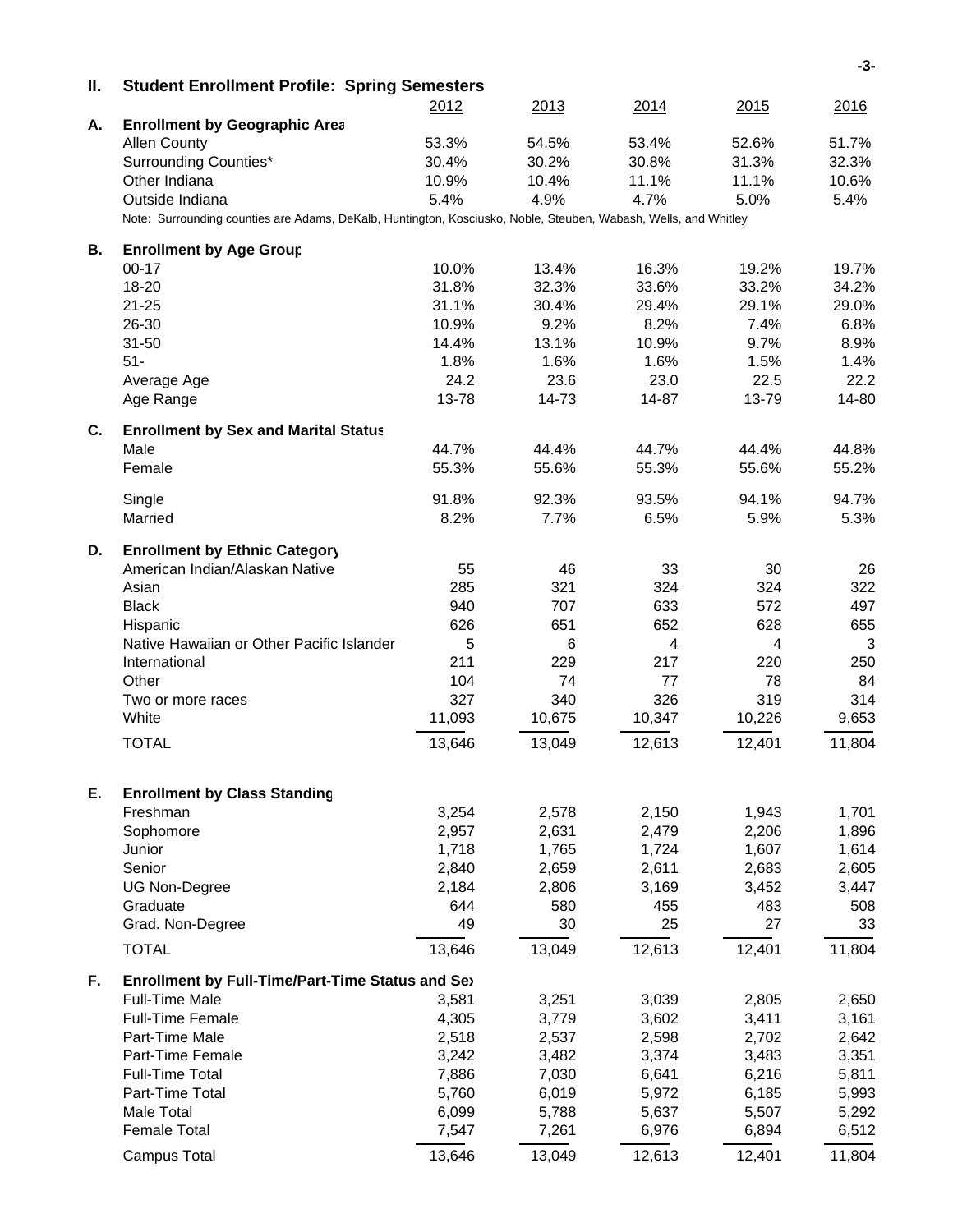## II. Student Enrollment Profile: Spring Semesters

### A. Enrollment by Geographic Area

| | 2012 | 2013 | 2014 | 2015 | 2016 |
|---|---|---|---|---|---|
| Allen County | 53.3% | 54.5% | 53.4% | 52.6% | 51.7% |
| Surrounding Counties* | 30.4% | 30.2% | 30.8% | 31.3% | 32.3% |
| Other Indiana | 10.9% | 10.4% | 11.1% | 11.1% | 10.6% |
| Outside Indiana | 5.4% | 4.9% | 4.7% | 5.0% | 5.4% |

Note: Surrounding counties are Adams, DeKalb, Huntington, Kosciusko, Noble, Steuben, Wabash, Wells, and Whitley

### B. Enrollment by Age Group

| | 2012 | 2013 | 2014 | 2015 | 2016 |
|---|---|---|---|---|---|
| 00-17 | 10.0% | 13.4% | 16.3% | 19.2% | 19.7% |
| 18-20 | 31.8% | 32.3% | 33.6% | 33.2% | 34.2% |
| 21-25 | 31.1% | 30.4% | 29.4% | 29.1% | 29.0% |
| 26-30 | 10.9% | 9.2% | 8.2% | 7.4% | 6.8% |
| 31-50 | 14.4% | 13.1% | 10.9% | 9.7% | 8.9% |
| 51- | 1.8% | 1.6% | 1.6% | 1.5% | 1.4% |
| Average Age | 24.2 | 23.6 | 23.0 | 22.5 | 22.2 |
| Age Range | 13-78 | 14-73 | 14-87 | 13-79 | 14-80 |

### C. Enrollment by Sex and Marital Status

| | 2012 | 2013 | 2014 | 2015 | 2016 |
|---|---|---|---|---|---|
| Male | 44.7% | 44.4% | 44.7% | 44.4% | 44.8% |
| Female | 55.3% | 55.6% | 55.3% | 55.6% | 55.2% |
| Single | 91.8% | 92.3% | 93.5% | 94.1% | 94.7% |
| Married | 8.2% | 7.7% | 6.5% | 5.9% | 5.3% |

### D. Enrollment by Ethnic Category

| | 2012 | 2013 | 2014 | 2015 | 2016 |
|---|---|---|---|---|---|
| American Indian/Alaskan Native | 55 | 46 | 33 | 30 | 26 |
| Asian | 285 | 321 | 324 | 324 | 322 |
| Black | 940 | 707 | 633 | 572 | 497 |
| Hispanic | 626 | 651 | 652 | 628 | 655 |
| Native Hawaiian or Other Pacific Islander | 5 | 6 | 4 | 4 | 3 |
| International | 211 | 229 | 217 | 220 | 250 |
| Other | 104 | 74 | 77 | 78 | 84 |
| Two or more races | 327 | 340 | 326 | 319 | 314 |
| White | 11,093 | 10,675 | 10,347 | 10,226 | 9,653 |
| TOTAL | 13,646 | 13,049 | 12,613 | 12,401 | 11,804 |

### E. Enrollment by Class Standing

| | 2012 | 2013 | 2014 | 2015 | 2016 |
|---|---|---|---|---|---|
| Freshman | 3,254 | 2,578 | 2,150 | 1,943 | 1,701 |
| Sophomore | 2,957 | 2,631 | 2,479 | 2,206 | 1,896 |
| Junior | 1,718 | 1,765 | 1,724 | 1,607 | 1,614 |
| Senior | 2,840 | 2,659 | 2,611 | 2,683 | 2,605 |
| UG Non-Degree | 2,184 | 2,806 | 3,169 | 3,452 | 3,447 |
| Graduate | 644 | 580 | 455 | 483 | 508 |
| Grad. Non-Degree | 49 | 30 | 25 | 27 | 33 |
| TOTAL | 13,646 | 13,049 | 12,613 | 12,401 | 11,804 |

### F. Enrollment by Full-Time/Part-Time Status and Sex

| | 2012 | 2013 | 2014 | 2015 | 2016 |
|---|---|---|---|---|---|
| Full-Time Male | 3,581 | 3,251 | 3,039 | 2,805 | 2,650 |
| Full-Time Female | 4,305 | 3,779 | 3,602 | 3,411 | 3,161 |
| Part-Time Male | 2,518 | 2,537 | 2,598 | 2,702 | 2,642 |
| Part-Time Female | 3,242 | 3,482 | 3,374 | 3,483 | 3,351 |
| Full-Time Total | 7,886 | 7,030 | 6,641 | 6,216 | 5,811 |
| Part-Time Total | 5,760 | 6,019 | 5,972 | 6,185 | 5,993 |
| Male Total | 6,099 | 5,788 | 5,637 | 5,507 | 5,292 |
| Female Total | 7,547 | 7,261 | 6,976 | 6,894 | 6,512 |
| Campus Total | 13,646 | 13,049 | 12,613 | 12,401 | 11,804 |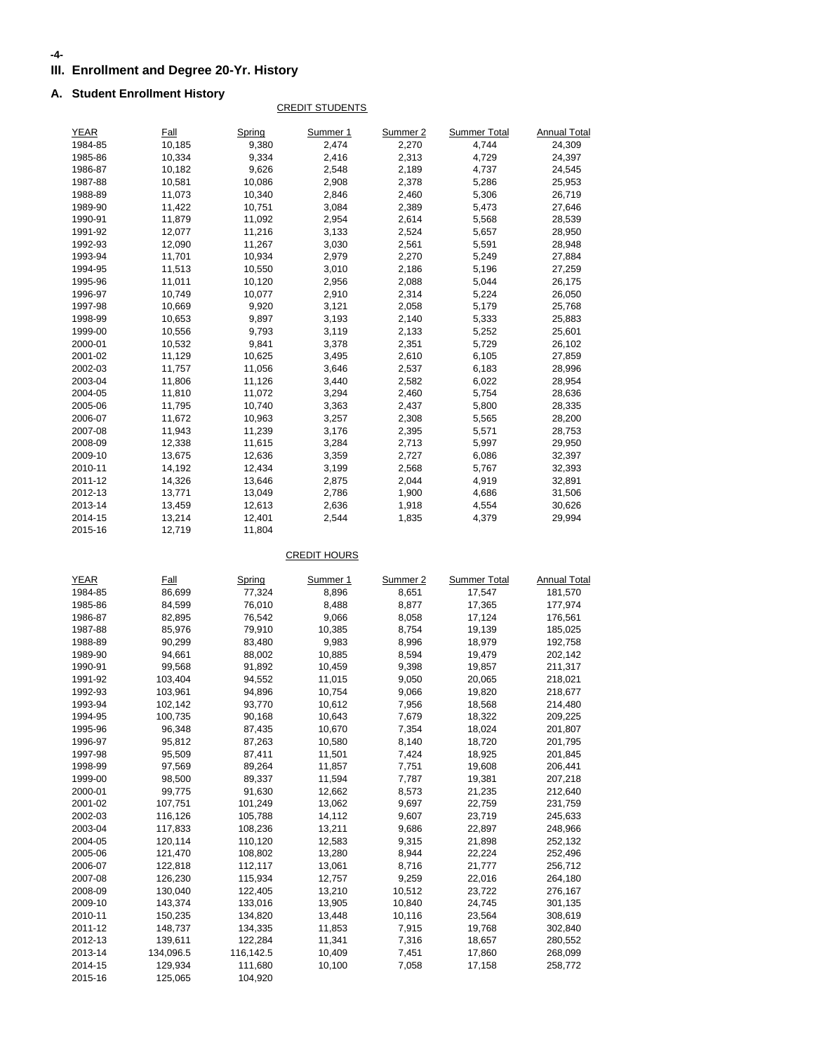## III. Enrollment and Degree 20-Yr. History

### A. Student Enrollment History

CREDIT STUDENTS

| YEAR | Fall | Spring | Summer 1 | Summer 2 | Summer Total | Annual Total |
|---|---|---|---|---|---|---|
| 1984-85 | 10,185 | 9,380 | 2,474 | 2,270 | 4,744 | 24,309 |
| 1985-86 | 10,334 | 9,334 | 2,416 | 2,313 | 4,729 | 24,397 |
| 1986-87 | 10,182 | 9,626 | 2,548 | 2,189 | 4,737 | 24,545 |
| 1987-88 | 10,581 | 10,086 | 2,908 | 2,378 | 5,286 | 25,953 |
| 1988-89 | 11,073 | 10,340 | 2,846 | 2,460 | 5,306 | 26,719 |
| 1989-90 | 11,422 | 10,751 | 3,084 | 2,389 | 5,473 | 27,646 |
| 1990-91 | 11,879 | 11,092 | 2,954 | 2,614 | 5,568 | 28,539 |
| 1991-92 | 12,077 | 11,216 | 3,133 | 2,524 | 5,657 | 28,950 |
| 1992-93 | 12,090 | 11,267 | 3,030 | 2,561 | 5,591 | 28,948 |
| 1993-94 | 11,701 | 10,934 | 2,979 | 2,270 | 5,249 | 27,884 |
| 1994-95 | 11,513 | 10,550 | 3,010 | 2,186 | 5,196 | 27,259 |
| 1995-96 | 11,011 | 10,120 | 2,956 | 2,088 | 5,044 | 26,175 |
| 1996-97 | 10,749 | 10,077 | 2,910 | 2,314 | 5,224 | 26,050 |
| 1997-98 | 10,669 | 9,920 | 3,121 | 2,058 | 5,179 | 25,768 |
| 1998-99 | 10,653 | 9,897 | 3,193 | 2,140 | 5,333 | 25,883 |
| 1999-00 | 10,556 | 9,793 | 3,119 | 2,133 | 5,252 | 25,601 |
| 2000-01 | 10,532 | 9,841 | 3,378 | 2,351 | 5,729 | 26,102 |
| 2001-02 | 11,129 | 10,625 | 3,495 | 2,610 | 6,105 | 27,859 |
| 2002-03 | 11,757 | 11,056 | 3,646 | 2,537 | 6,183 | 28,996 |
| 2003-04 | 11,806 | 11,126 | 3,440 | 2,582 | 6,022 | 28,954 |
| 2004-05 | 11,810 | 11,072 | 3,294 | 2,460 | 5,754 | 28,636 |
| 2005-06 | 11,795 | 10,740 | 3,363 | 2,437 | 5,800 | 28,335 |
| 2006-07 | 11,672 | 10,963 | 3,257 | 2,308 | 5,565 | 28,200 |
| 2007-08 | 11,943 | 11,239 | 3,176 | 2,395 | 5,571 | 28,753 |
| 2008-09 | 12,338 | 11,615 | 3,284 | 2,713 | 5,997 | 29,950 |
| 2009-10 | 13,675 | 12,636 | 3,359 | 2,727 | 6,086 | 32,397 |
| 2010-11 | 14,192 | 12,434 | 3,199 | 2,568 | 5,767 | 32,393 |
| 2011-12 | 14,326 | 13,646 | 2,875 | 2,044 | 4,919 | 32,891 |
| 2012-13 | 13,771 | 13,049 | 2,786 | 1,900 | 4,686 | 31,506 |
| 2013-14 | 13,459 | 12,613 | 2,636 | 1,918 | 4,554 | 30,626 |
| 2014-15 | 13,214 | 12,401 | 2,544 | 1,835 | 4,379 | 29,994 |
| 2015-16 | 12,719 | 11,804 | | | | |

CREDIT HOURS

| YEAR | Fall | Spring | Summer 1 | Summer 2 | Summer Total | Annual Total |
|---|---|---|---|---|---|---|
| 1984-85 | 86,699 | 77,324 | 8,896 | 8,651 | 17,547 | 181,570 |
| 1985-86 | 84,599 | 76,010 | 8,488 | 8,877 | 17,365 | 177,974 |
| 1986-87 | 82,895 | 76,542 | 9,066 | 8,058 | 17,124 | 176,561 |
| 1987-88 | 85,976 | 79,910 | 10,385 | 8,754 | 19,139 | 185,025 |
| 1988-89 | 90,299 | 83,480 | 9,983 | 8,996 | 18,979 | 192,758 |
| 1989-90 | 94,661 | 88,002 | 10,885 | 8,594 | 19,479 | 202,142 |
| 1990-91 | 99,568 | 91,892 | 10,459 | 9,398 | 19,857 | 211,317 |
| 1991-92 | 103,404 | 94,552 | 11,015 | 9,050 | 20,065 | 218,021 |
| 1992-93 | 103,961 | 94,896 | 10,754 | 9,066 | 19,820 | 218,677 |
| 1993-94 | 102,142 | 93,770 | 10,612 | 7,956 | 18,568 | 214,480 |
| 1994-95 | 100,735 | 90,168 | 10,643 | 7,679 | 18,322 | 209,225 |
| 1995-96 | 96,348 | 87,435 | 10,670 | 7,354 | 18,024 | 201,807 |
| 1996-97 | 95,812 | 87,263 | 10,580 | 8,140 | 18,720 | 201,795 |
| 1997-98 | 95,509 | 87,411 | 11,501 | 7,424 | 18,925 | 201,845 |
| 1998-99 | 97,569 | 89,264 | 11,857 | 7,751 | 19,608 | 206,441 |
| 1999-00 | 98,500 | 89,337 | 11,594 | 7,787 | 19,381 | 207,218 |
| 2000-01 | 99,775 | 91,630 | 12,662 | 8,573 | 21,235 | 212,640 |
| 2001-02 | 107,751 | 101,249 | 13,062 | 9,697 | 22,759 | 231,759 |
| 2002-03 | 116,126 | 105,788 | 14,112 | 9,607 | 23,719 | 245,633 |
| 2003-04 | 117,833 | 108,236 | 13,211 | 9,686 | 22,897 | 248,966 |
| 2004-05 | 120,114 | 110,120 | 12,583 | 9,315 | 21,898 | 252,132 |
| 2005-06 | 121,470 | 108,802 | 13,280 | 8,944 | 22,224 | 252,496 |
| 2006-07 | 122,818 | 112,117 | 13,061 | 8,716 | 21,777 | 256,712 |
| 2007-08 | 126,230 | 115,934 | 12,757 | 9,259 | 22,016 | 264,180 |
| 2008-09 | 130,040 | 122,405 | 13,210 | 10,512 | 23,722 | 276,167 |
| 2009-10 | 143,374 | 133,016 | 13,905 | 10,840 | 24,745 | 301,135 |
| 2010-11 | 150,235 | 134,820 | 13,448 | 10,116 | 23,564 | 308,619 |
| 2011-12 | 148,737 | 134,335 | 11,853 | 7,915 | 19,768 | 302,840 |
| 2012-13 | 139,611 | 122,284 | 11,341 | 7,316 | 18,657 | 280,552 |
| 2013-14 | 134,096.5 | 116,142.5 | 10,409 | 7,451 | 17,860 | 268,099 |
| 2014-15 | 129,934 | 111,680 | 10,100 | 7,058 | 17,158 | 258,772 |
| 2015-16 | 125,065 | 104,920 | | | | |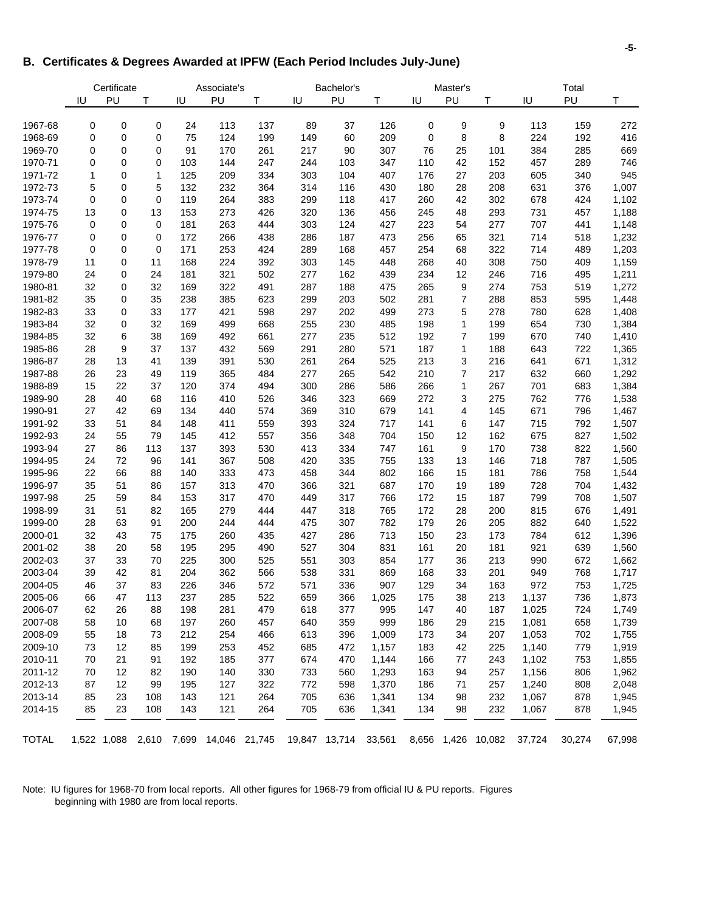## B. Certificates & Degrees Awarded at IPFW (Each Period Includes July-June)

| | Certificate | | | Associate's | | | Bachelor's | | | Master's | | | Total | | |
|---|---|---|---|---|---|---|---|---|---|---|---|---|---|---|---|
| | IU | PU | T | IU | PU | T | IU | PU | T | IU | PU | T | IU | PU | T |
| 1967-68 | 0 | 0 | 0 | 24 | 113 | 137 | 89 | 37 | 126 | 0 | 9 | 9 | 113 | 159 | 272 |
| 1968-69 | 0 | 0 | 0 | 75 | 124 | 199 | 149 | 60 | 209 | 0 | 8 | 8 | 224 | 192 | 416 |
| 1969-70 | 0 | 0 | 0 | 91 | 170 | 261 | 217 | 90 | 307 | 76 | 25 | 101 | 384 | 285 | 669 |
| 1970-71 | 0 | 0 | 0 | 103 | 144 | 247 | 244 | 103 | 347 | 110 | 42 | 152 | 457 | 289 | 746 |
| 1971-72 | 1 | 0 | 1 | 125 | 209 | 334 | 303 | 104 | 407 | 176 | 27 | 203 | 605 | 340 | 945 |
| 1972-73 | 5 | 0 | 5 | 132 | 232 | 364 | 314 | 116 | 430 | 180 | 28 | 208 | 631 | 376 | 1,007 |
| 1973-74 | 0 | 0 | 0 | 119 | 264 | 383 | 299 | 118 | 417 | 260 | 42 | 302 | 678 | 424 | 1,102 |
| 1974-75 | 13 | 0 | 13 | 153 | 273 | 426 | 320 | 136 | 456 | 245 | 48 | 293 | 731 | 457 | 1,188 |
| 1975-76 | 0 | 0 | 0 | 181 | 263 | 444 | 303 | 124 | 427 | 223 | 54 | 277 | 707 | 441 | 1,148 |
| 1976-77 | 0 | 0 | 0 | 172 | 266 | 438 | 286 | 187 | 473 | 256 | 65 | 321 | 714 | 518 | 1,232 |
| 1977-78 | 0 | 0 | 0 | 171 | 253 | 424 | 289 | 168 | 457 | 254 | 68 | 322 | 714 | 489 | 1,203 |
| 1978-79 | 11 | 0 | 11 | 168 | 224 | 392 | 303 | 145 | 448 | 268 | 40 | 308 | 750 | 409 | 1,159 |
| 1979-80 | 24 | 0 | 24 | 181 | 321 | 502 | 277 | 162 | 439 | 234 | 12 | 246 | 716 | 495 | 1,211 |
| 1980-81 | 32 | 0 | 32 | 169 | 322 | 491 | 287 | 188 | 475 | 265 | 9 | 274 | 753 | 519 | 1,272 |
| 1981-82 | 35 | 0 | 35 | 238 | 385 | 623 | 299 | 203 | 502 | 281 | 7 | 288 | 853 | 595 | 1,448 |
| 1982-83 | 33 | 0 | 33 | 177 | 421 | 598 | 297 | 202 | 499 | 273 | 5 | 278 | 780 | 628 | 1,408 |
| 1983-84 | 32 | 0 | 32 | 169 | 499 | 668 | 255 | 230 | 485 | 198 | 1 | 199 | 654 | 730 | 1,384 |
| 1984-85 | 32 | 6 | 38 | 169 | 492 | 661 | 277 | 235 | 512 | 192 | 7 | 199 | 670 | 740 | 1,410 |
| 1985-86 | 28 | 9 | 37 | 137 | 432 | 569 | 291 | 280 | 571 | 187 | 1 | 188 | 643 | 722 | 1,365 |
| 1986-87 | 28 | 13 | 41 | 139 | 391 | 530 | 261 | 264 | 525 | 213 | 3 | 216 | 641 | 671 | 1,312 |
| 1987-88 | 26 | 23 | 49 | 119 | 365 | 484 | 277 | 265 | 542 | 210 | 7 | 217 | 632 | 660 | 1,292 |
| 1988-89 | 15 | 22 | 37 | 120 | 374 | 494 | 300 | 286 | 586 | 266 | 1 | 267 | 701 | 683 | 1,384 |
| 1989-90 | 28 | 40 | 68 | 116 | 410 | 526 | 346 | 323 | 669 | 272 | 3 | 275 | 762 | 776 | 1,538 |
| 1990-91 | 27 | 42 | 69 | 134 | 440 | 574 | 369 | 310 | 679 | 141 | 4 | 145 | 671 | 796 | 1,467 |
| 1991-92 | 33 | 51 | 84 | 148 | 411 | 559 | 393 | 324 | 717 | 141 | 6 | 147 | 715 | 792 | 1,507 |
| 1992-93 | 24 | 55 | 79 | 145 | 412 | 557 | 356 | 348 | 704 | 150 | 12 | 162 | 675 | 827 | 1,502 |
| 1993-94 | 27 | 86 | 113 | 137 | 393 | 530 | 413 | 334 | 747 | 161 | 9 | 170 | 738 | 822 | 1,560 |
| 1994-95 | 24 | 72 | 96 | 141 | 367 | 508 | 420 | 335 | 755 | 133 | 13 | 146 | 718 | 787 | 1,505 |
| 1995-96 | 22 | 66 | 88 | 140 | 333 | 473 | 458 | 344 | 802 | 166 | 15 | 181 | 786 | 758 | 1,544 |
| 1996-97 | 35 | 51 | 86 | 157 | 313 | 470 | 366 | 321 | 687 | 170 | 19 | 189 | 728 | 704 | 1,432 |
| 1997-98 | 25 | 59 | 84 | 153 | 317 | 470 | 449 | 317 | 766 | 172 | 15 | 187 | 799 | 708 | 1,507 |
| 1998-99 | 31 | 51 | 82 | 165 | 279 | 444 | 447 | 318 | 765 | 172 | 28 | 200 | 815 | 676 | 1,491 |
| 1999-00 | 28 | 63 | 91 | 200 | 244 | 444 | 475 | 307 | 782 | 179 | 26 | 205 | 882 | 640 | 1,522 |
| 2000-01 | 32 | 43 | 75 | 175 | 260 | 435 | 427 | 286 | 713 | 150 | 23 | 173 | 784 | 612 | 1,396 |
| 2001-02 | 38 | 20 | 58 | 195 | 295 | 490 | 527 | 304 | 831 | 161 | 20 | 181 | 921 | 639 | 1,560 |
| 2002-03 | 37 | 33 | 70 | 225 | 300 | 525 | 551 | 303 | 854 | 177 | 36 | 213 | 990 | 672 | 1,662 |
| 2003-04 | 39 | 42 | 81 | 204 | 362 | 566 | 538 | 331 | 869 | 168 | 33 | 201 | 949 | 768 | 1,717 |
| 2004-05 | 46 | 37 | 83 | 226 | 346 | 572 | 571 | 336 | 907 | 129 | 34 | 163 | 972 | 753 | 1,725 |
| 2005-06 | 66 | 47 | 113 | 237 | 285 | 522 | 659 | 366 | 1,025 | 175 | 38 | 213 | 1,137 | 736 | 1,873 |
| 2006-07 | 62 | 26 | 88 | 198 | 281 | 479 | 618 | 377 | 995 | 147 | 40 | 187 | 1,025 | 724 | 1,749 |
| 2007-08 | 58 | 10 | 68 | 197 | 260 | 457 | 640 | 359 | 999 | 186 | 29 | 215 | 1,081 | 658 | 1,739 |
| 2008-09 | 55 | 18 | 73 | 212 | 254 | 466 | 613 | 396 | 1,009 | 173 | 34 | 207 | 1,053 | 702 | 1,755 |
| 2009-10 | 73 | 12 | 85 | 199 | 253 | 452 | 685 | 472 | 1,157 | 183 | 42 | 225 | 1,140 | 779 | 1,919 |
| 2010-11 | 70 | 21 | 91 | 192 | 185 | 377 | 674 | 470 | 1,144 | 166 | 77 | 243 | 1,102 | 753 | 1,855 |
| 2011-12 | 70 | 12 | 82 | 190 | 140 | 330 | 733 | 560 | 1,293 | 163 | 94 | 257 | 1,156 | 806 | 1,962 |
| 2012-13 | 87 | 12 | 99 | 195 | 127 | 322 | 772 | 598 | 1,370 | 186 | 71 | 257 | 1,240 | 808 | 2,048 |
| 2013-14 | 85 | 23 | 108 | 143 | 121 | 264 | 705 | 636 | 1,341 | 134 | 98 | 232 | 1,067 | 878 | 1,945 |
| 2014-15 | 85 | 23 | 108 | 143 | 121 | 264 | 705 | 636 | 1,341 | 134 | 98 | 232 | 1,067 | 878 | 1,945 |
| TOTAL | 1,522 | 1,088 | 2,610 | 7,699 | 14,046 | 21,745 | 19,847 | 13,714 | 33,561 | 8,656 | 1,426 | 10,082 | 37,724 | 30,274 | 67,998 |

Note: IU figures for 1968-70 from local reports. All other figures for 1968-79 from official IU & PU reports. Figures beginning with 1980 are from local reports.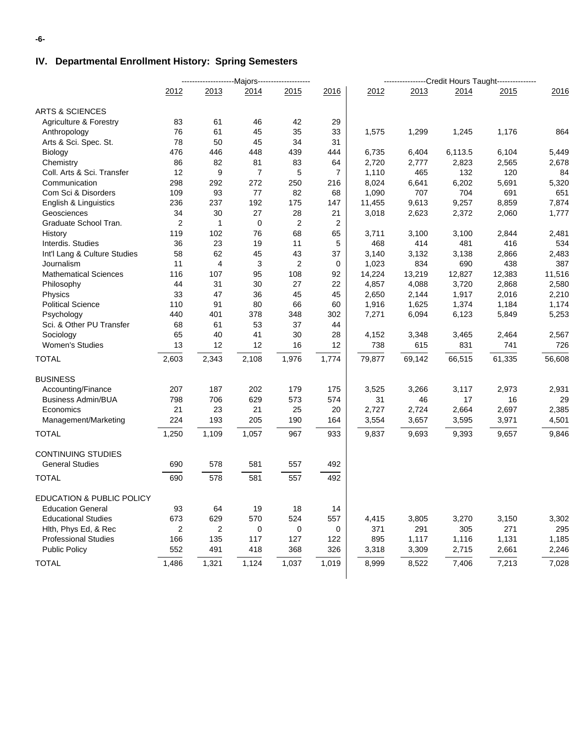## IV. Departmental Enrollment History: Spring Semesters

| | Majors | | | | | Credit Hours Taught | | | | |
|---|---|---|---|---|---|---|---|---|---|---|
| | 2012 | 2013 | 2014 | 2015 | 2016 | 2012 | 2013 | 2014 | 2015 | 2016 |
| ARTS & SCIENCES | | | | | | | | | | |
| Agriculture & Forestry | 83 | 61 | 46 | 42 | 29 | | | | | |
| Anthropology | 76 | 61 | 45 | 35 | 33 | 1,575 | 1,299 | 1,245 | 1,176 | 864 |
| Arts & Sci. Spec. St. | 78 | 50 | 45 | 34 | 31 | | | | | |
| Biology | 476 | 446 | 448 | 439 | 444 | 6,735 | 6,404 | 6,113.5 | 6,104 | 5,449 |
| Chemistry | 86 | 82 | 81 | 83 | 64 | 2,720 | 2,777 | 2,823 | 2,565 | 2,678 |
| Coll. Arts & Sci. Transfer | 12 | 9 | 7 | 5 | 7 | 1,110 | 465 | 132 | 120 | 84 |
| Communication | 298 | 292 | 272 | 250 | 216 | 8,024 | 6,641 | 6,202 | 5,691 | 5,320 |
| Com Sci & Disorders | 109 | 93 | 77 | 82 | 68 | 1,090 | 707 | 704 | 691 | 651 |
| English & Linguistics | 236 | 237 | 192 | 175 | 147 | 11,455 | 9,613 | 9,257 | 8,859 | 7,874 |
| Geosciences | 34 | 30 | 27 | 28 | 21 | 3,018 | 2,623 | 2,372 | 2,060 | 1,777 |
| Graduate School Tran. | 2 | 1 | 0 | 2 | 2 | | | | | |
| History | 119 | 102 | 76 | 68 | 65 | 3,711 | 3,100 | 3,100 | 2,844 | 2,481 |
| Interdis. Studies | 36 | 23 | 19 | 11 | 5 | 468 | 414 | 481 | 416 | 534 |
| Int'l Lang & Culture Studies | 58 | 62 | 45 | 43 | 37 | 3,140 | 3,132 | 3,138 | 2,866 | 2,483 |
| Journalism | 11 | 4 | 3 | 2 | 0 | 1,023 | 834 | 690 | 438 | 387 |
| Mathematical Sciences | 116 | 107 | 95 | 108 | 92 | 14,224 | 13,219 | 12,827 | 12,383 | 11,516 |
| Philosophy | 44 | 31 | 30 | 27 | 22 | 4,857 | 4,088 | 3,720 | 2,868 | 2,580 |
| Physics | 33 | 47 | 36 | 45 | 45 | 2,650 | 2,144 | 1,917 | 2,016 | 2,210 |
| Political Science | 110 | 91 | 80 | 66 | 60 | 1,916 | 1,625 | 1,374 | 1,184 | 1,174 |
| Psychology | 440 | 401 | 378 | 348 | 302 | 7,271 | 6,094 | 6,123 | 5,849 | 5,253 |
| Sci. & Other PU Transfer | 68 | 61 | 53 | 37 | 44 | | | | | |
| Sociology | 65 | 40 | 41 | 30 | 28 | 4,152 | 3,348 | 3,465 | 2,464 | 2,567 |
| Women's Studies | 13 | 12 | 12 | 16 | 12 | 738 | 615 | 831 | 741 | 726 |
| TOTAL | 2,603 | 2,343 | 2,108 | 1,976 | 1,774 | 79,877 | 69,142 | 66,515 | 61,335 | 56,608 |
| BUSINESS | | | | | | | | | | |
| Accounting/Finance | 207 | 187 | 202 | 179 | 175 | 3,525 | 3,266 | 3,117 | 2,973 | 2,931 |
| Business Admin/BUA | 798 | 706 | 629 | 573 | 574 | 31 | 46 | 17 | 16 | 29 |
| Economics | 21 | 23 | 21 | 25 | 20 | 2,727 | 2,724 | 2,664 | 2,697 | 2,385 |
| Management/Marketing | 224 | 193 | 205 | 190 | 164 | 3,554 | 3,657 | 3,595 | 3,971 | 4,501 |
| TOTAL | 1,250 | 1,109 | 1,057 | 967 | 933 | 9,837 | 9,693 | 9,393 | 9,657 | 9,846 |
| CONTINUING STUDIES | | | | | | | | | | |
| General Studies | 690 | 578 | 581 | 557 | 492 | | | | | |
| TOTAL | 690 | 578 | 581 | 557 | 492 | | | | | |
| EDUCATION & PUBLIC POLICY | | | | | | | | | | |
| Education General | 93 | 64 | 19 | 18 | 14 | | | | | |
| Educational Studies | 673 | 629 | 570 | 524 | 557 | 4,415 | 3,805 | 3,270 | 3,150 | 3,302 |
| Hlth, Phys Ed, & Rec | 2 | 2 | 0 | 0 | 0 | 371 | 291 | 305 | 271 | 295 |
| Professional Studies | 166 | 135 | 117 | 127 | 122 | 895 | 1,117 | 1,116 | 1,131 | 1,185 |
| Public Policy | 552 | 491 | 418 | 368 | 326 | 3,318 | 3,309 | 2,715 | 2,661 | 2,246 |
| TOTAL | 1,486 | 1,321 | 1,124 | 1,037 | 1,019 | 8,999 | 8,522 | 7,406 | 7,213 | 7,028 |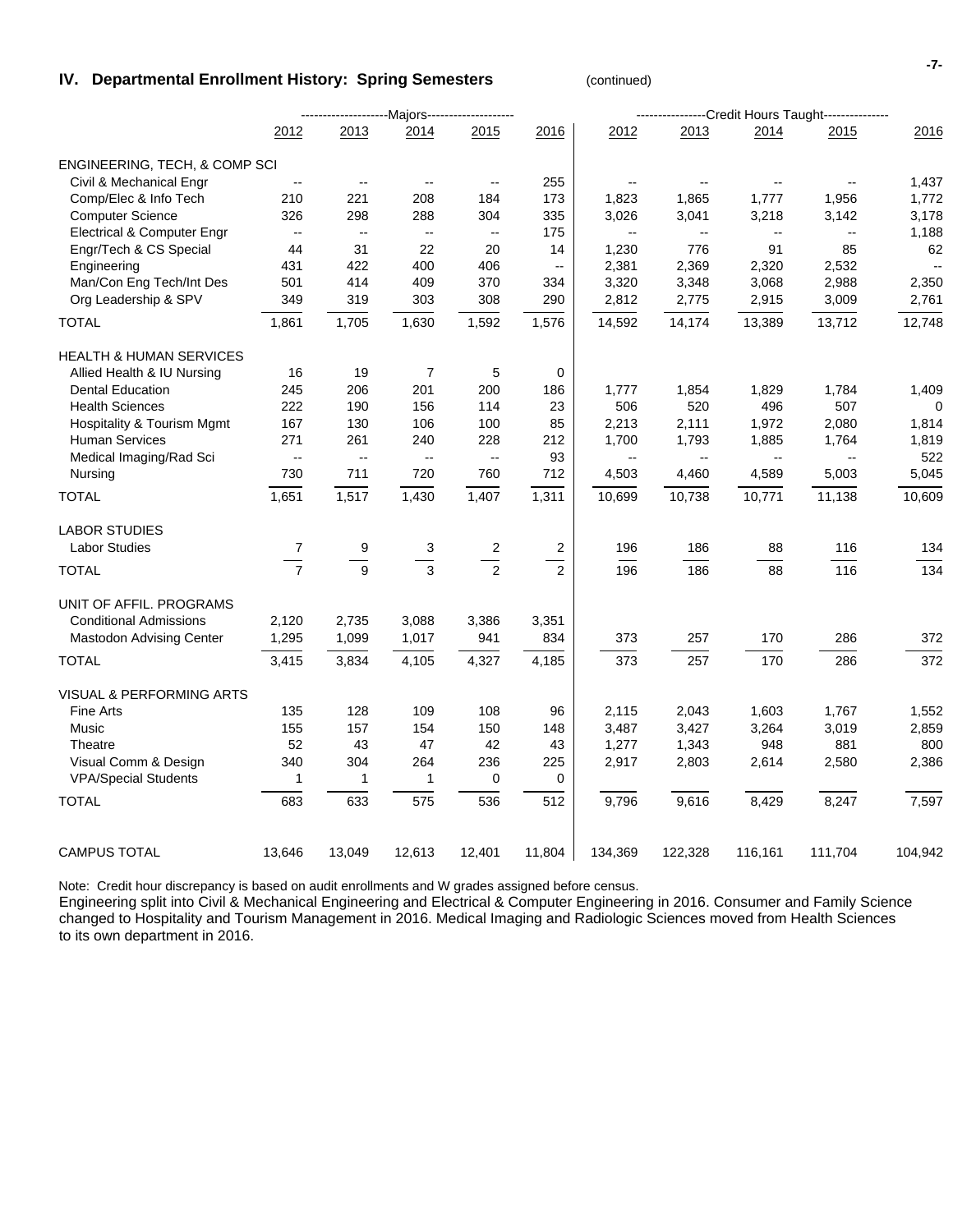## IV. Departmental Enrollment History: Spring Semesters (continued)

| | Majors | | | | | Credit Hours Taught | | | | |
|---|---|---|---|---|---|---|---|---|---|---|
| | 2012 | 2013 | 2014 | 2015 | 2016 | 2012 | 2013 | 2014 | 2015 | 2016 |
| **ENGINEERING, TECH, & COMP SCI** | | | | | | | | | | |
| Civil & Mechanical Engr | -- | -- | -- | -- | 255 | -- | -- | -- | -- | 1,437 |
| Comp/Elec & Info Tech | 210 | 221 | 208 | 184 | 173 | 1,823 | 1,865 | 1,777 | 1,956 | 1,772 |
| Computer Science | 326 | 298 | 288 | 304 | 335 | 3,026 | 3,041 | 3,218 | 3,142 | 3,178 |
| Electrical & Computer Engr | -- | -- | -- | -- | 175 | -- | -- | -- | -- | 1,188 |
| Engr/Tech & CS Special | 44 | 31 | 22 | 20 | 14 | 1,230 | 776 | 91 | 85 | 62 |
| Engineering | 431 | 422 | 400 | 406 | -- | 2,381 | 2,369 | 2,320 | 2,532 | -- |
| Man/Con Eng Tech/Int Des | 501 | 414 | 409 | 370 | 334 | 3,320 | 3,348 | 3,068 | 2,988 | 2,350 |
| Org Leadership & SPV | 349 | 319 | 303 | 308 | 290 | 2,812 | 2,775 | 2,915 | 3,009 | 2,761 |
| TOTAL | 1,861 | 1,705 | 1,630 | 1,592 | 1,576 | 14,592 | 14,174 | 13,389 | 13,712 | 12,748 |
| **HEALTH & HUMAN SERVICES** | | | | | | | | | | |
| Allied Health & IU Nursing | 16 | 19 | 7 | 5 | 0 | | | | | |
| Dental Education | 245 | 206 | 201 | 200 | 186 | 1,777 | 1,854 | 1,829 | 1,784 | 1,409 |
| Health Sciences | 222 | 190 | 156 | 114 | 23 | 506 | 520 | 496 | 507 | 0 |
| Hospitality & Tourism Mgmt | 167 | 130 | 106 | 100 | 85 | 2,213 | 2,111 | 1,972 | 2,080 | 1,814 |
| Human Services | 271 | 261 | 240 | 228 | 212 | 1,700 | 1,793 | 1,885 | 1,764 | 1,819 |
| Medical Imaging/Rad Sci | -- | -- | -- | -- | 93 | -- | -- | -- | -- | 522 |
| Nursing | 730 | 711 | 720 | 760 | 712 | 4,503 | 4,460 | 4,589 | 5,003 | 5,045 |
| TOTAL | 1,651 | 1,517 | 1,430 | 1,407 | 1,311 | 10,699 | 10,738 | 10,771 | 11,138 | 10,609 |
| **LABOR STUDIES** | | | | | | | | | | |
| Labor Studies | 7 | 9 | 3 | 2 | 2 | 196 | 186 | 88 | 116 | 134 |
| TOTAL | 7 | 9 | 3 | 2 | 2 | 196 | 186 | 88 | 116 | 134 |
| **UNIT OF AFFIL. PROGRAMS** | | | | | | | | | | |
| Conditional Admissions | 2,120 | 2,735 | 3,088 | 3,386 | 3,351 | | | | | |
| Mastodon Advising Center | 1,295 | 1,099 | 1,017 | 941 | 834 | 373 | 257 | 170 | 286 | 372 |
| TOTAL | 3,415 | 3,834 | 4,105 | 4,327 | 4,185 | 373 | 257 | 170 | 286 | 372 |
| **VISUAL & PERFORMING ARTS** | | | | | | | | | | |
| Fine Arts | 135 | 128 | 109 | 108 | 96 | 2,115 | 2,043 | 1,603 | 1,767 | 1,552 |
| Music | 155 | 157 | 154 | 150 | 148 | 3,487 | 3,427 | 3,264 | 3,019 | 2,859 |
| Theatre | 52 | 43 | 47 | 42 | 43 | 1,277 | 1,343 | 948 | 881 | 800 |
| Visual Comm & Design | 340 | 304 | 264 | 236 | 225 | 2,917 | 2,803 | 2,614 | 2,580 | 2,386 |
| VPA/Special Students | 1 | 1 | 1 | 0 | 0 | | | | | |
| TOTAL | 683 | 633 | 575 | 536 | 512 | 9,796 | 9,616 | 8,429 | 8,247 | 7,597 |
| CAMPUS TOTAL | 13,646 | 13,049 | 12,613 | 12,401 | 11,804 | 134,369 | 122,328 | 116,161 | 111,704 | 104,942 |

Note: Credit hour discrepancy is based on audit enrollments and W grades assigned before census.
Engineering split into Civil & Mechanical Engineering and Electrical & Computer Engineering in 2016. Consumer and Family Science changed to Hospitality and Tourism Management in 2016. Medical Imaging and Radiologic Sciences moved from Health Sciences to its own department in 2016.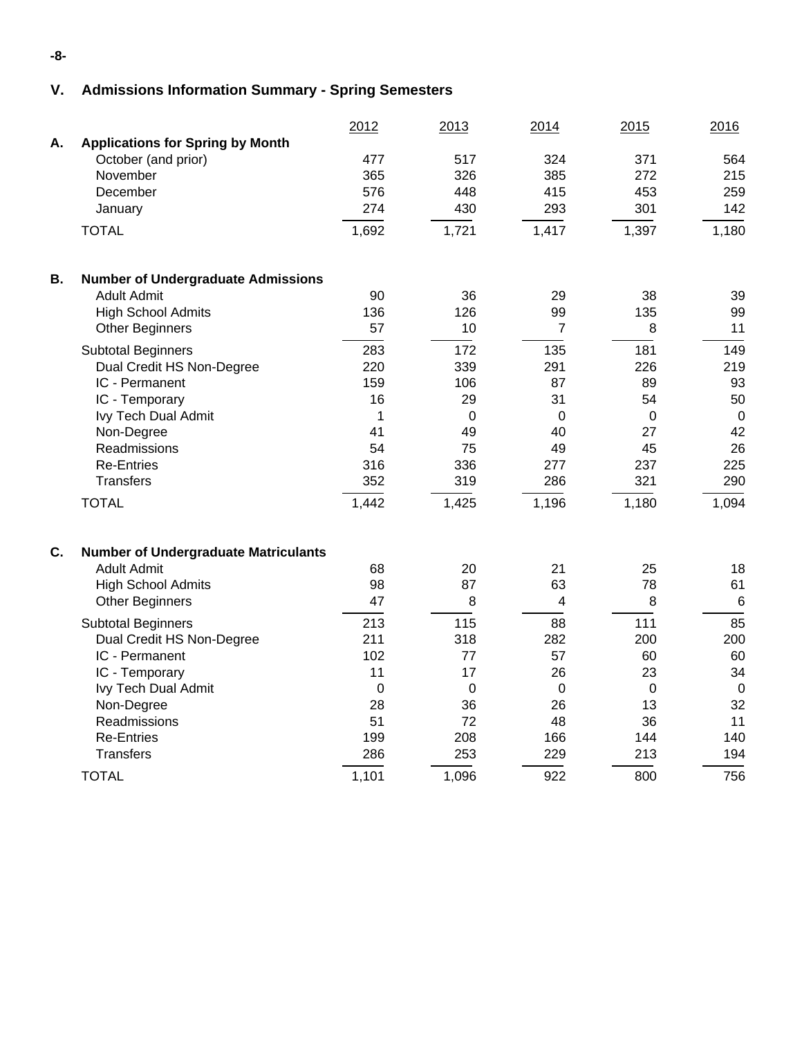## V. Admissions Information Summary - Spring Semesters

| | 2012 | 2013 | 2014 | 2015 | 2016 |
|---|---|---|---|---|---|
| **A. Applications for Spring by Month** | | | | | |
| October (and prior) | 477 | 517 | 324 | 371 | 564 |
| November | 365 | 326 | 385 | 272 | 215 |
| December | 576 | 448 | 415 | 453 | 259 |
| January | 274 | 430 | 293 | 301 | 142 |
| TOTAL | 1,692 | 1,721 | 1,417 | 1,397 | 1,180 |
| **B. Number of Undergraduate Admissions** | | | | | |
| Adult Admit | 90 | 36 | 29 | 38 | 39 |
| High School Admits | 136 | 126 | 99 | 135 | 99 |
| Other Beginners | 57 | 10 | 7 | 8 | 11 |
| Subtotal Beginners | 283 | 172 | 135 | 181 | 149 |
| Dual Credit HS Non-Degree | 220 | 339 | 291 | 226 | 219 |
| IC - Permanent | 159 | 106 | 87 | 89 | 93 |
| IC - Temporary | 16 | 29 | 31 | 54 | 50 |
| Ivy Tech Dual Admit | 1 | 0 | 0 | 0 | 0 |
| Non-Degree | 41 | 49 | 40 | 27 | 42 |
| Readmissions | 54 | 75 | 49 | 45 | 26 |
| Re-Entries | 316 | 336 | 277 | 237 | 225 |
| Transfers | 352 | 319 | 286 | 321 | 290 |
| TOTAL | 1,442 | 1,425 | 1,196 | 1,180 | 1,094 |
| **C. Number of Undergraduate Matriculants** | | | | | |
| Adult Admit | 68 | 20 | 21 | 25 | 18 |
| High School Admits | 98 | 87 | 63 | 78 | 61 |
| Other Beginners | 47 | 8 | 4 | 8 | 6 |
| Subtotal Beginners | 213 | 115 | 88 | 111 | 85 |
| Dual Credit HS Non-Degree | 211 | 318 | 282 | 200 | 200 |
| IC - Permanent | 102 | 77 | 57 | 60 | 60 |
| IC - Temporary | 11 | 17 | 26 | 23 | 34 |
| Ivy Tech Dual Admit | 0 | 0 | 0 | 0 | 0 |
| Non-Degree | 28 | 36 | 26 | 13 | 32 |
| Readmissions | 51 | 72 | 48 | 36 | 11 |
| Re-Entries | 199 | 208 | 166 | 144 | 140 |
| Transfers | 286 | 253 | 229 | 213 | 194 |
| TOTAL | 1,101 | 1,096 | 922 | 800 | 756 |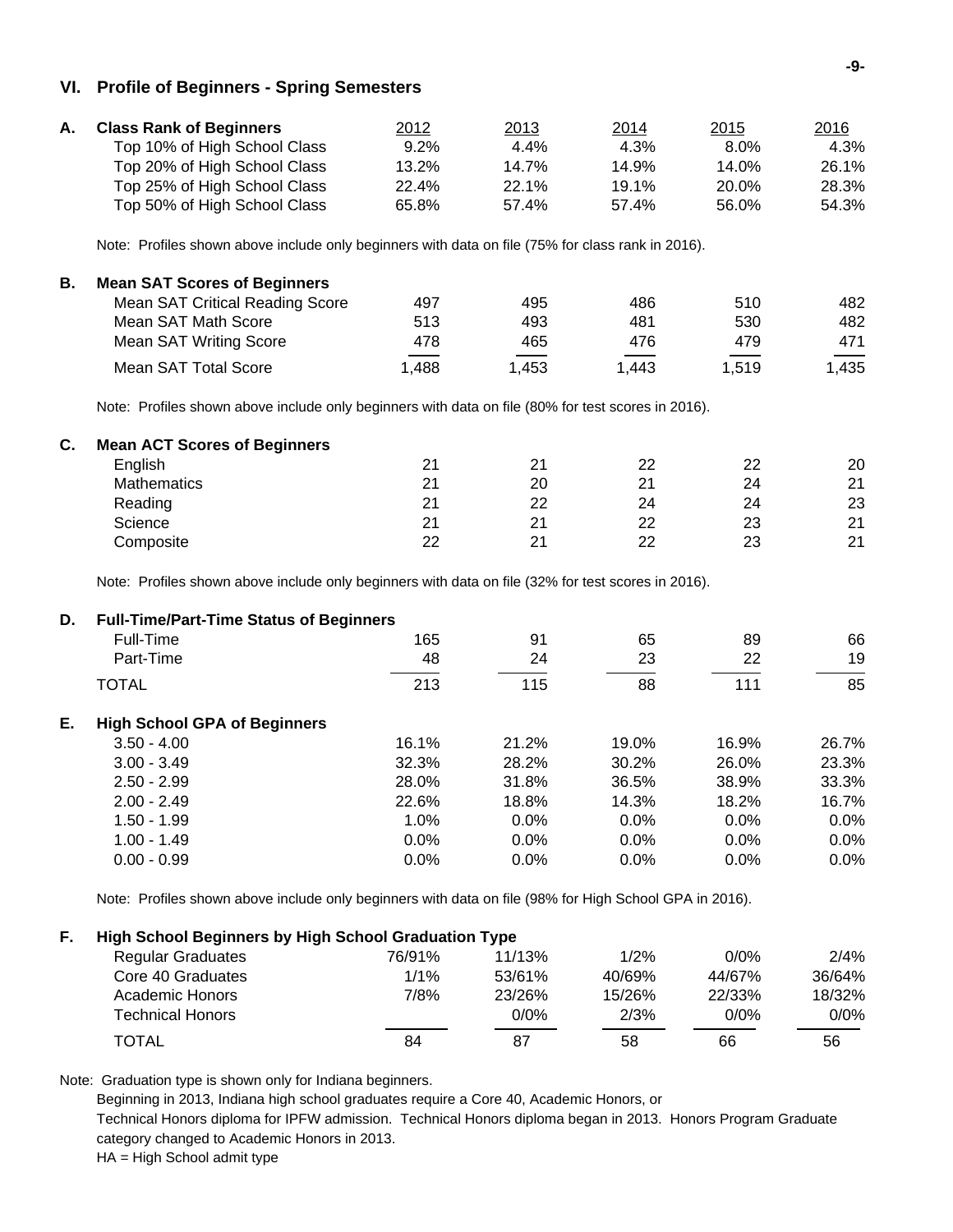## VI. Profile of Beginners - Spring Semesters

### A. Class Rank of Beginners

| Class Rank of Beginners | 2012 | 2013 | 2014 | 2015 | 2016 |
|---|---|---|---|---|---|
| Top 10% of High School Class | 9.2% | 4.4% | 4.3% | 8.0% | 4.3% |
| Top 20% of High School Class | 13.2% | 14.7% | 14.9% | 14.0% | 26.1% |
| Top 25% of High School Class | 22.4% | 22.1% | 19.1% | 20.0% | 28.3% |
| Top 50% of High School Class | 65.8% | 57.4% | 57.4% | 56.0% | 54.3% |

Note: Profiles shown above include only beginners with data on file (75% for class rank in 2016).

### B. Mean SAT Scores of Beginners

| Mean SAT Scores of Beginners | 2012 | 2013 | 2014 | 2015 | 2016 |
|---|---|---|---|---|---|
| Mean SAT Critical Reading Score | 497 | 495 | 486 | 510 | 482 |
| Mean SAT Math Score | 513 | 493 | 481 | 530 | 482 |
| Mean SAT Writing Score | 478 | 465 | 476 | 479 | 471 |
| Mean SAT Total Score | 1,488 | 1,453 | 1,443 | 1,519 | 1,435 |

Note: Profiles shown above include only beginners with data on file (80% for test scores in 2016).

### C. Mean ACT Scores of Beginners

| Mean ACT Scores of Beginners | 2012 | 2013 | 2014 | 2015 | 2016 |
|---|---|---|---|---|---|
| English | 21 | 21 | 22 | 22 | 20 |
| Mathematics | 21 | 20 | 21 | 24 | 21 |
| Reading | 21 | 22 | 24 | 24 | 23 |
| Science | 21 | 21 | 22 | 23 | 21 |
| Composite | 22 | 21 | 22 | 23 | 21 |

Note: Profiles shown above include only beginners with data on file (32% for test scores in 2016).

### D. Full-Time/Part-Time Status of Beginners

| Full-Time/Part-Time Status of Beginners | 2012 | 2013 | 2014 | 2015 | 2016 |
|---|---|---|---|---|---|
| Full-Time | 165 | 91 | 65 | 89 | 66 |
| Part-Time | 48 | 24 | 23 | 22 | 19 |
| TOTAL | 213 | 115 | 88 | 111 | 85 |

### E. High School GPA of Beginners

| High School GPA of Beginners | 2012 | 2013 | 2014 | 2015 | 2016 |
|---|---|---|---|---|---|
| 3.50 - 4.00 | 16.1% | 21.2% | 19.0% | 16.9% | 26.7% |
| 3.00 - 3.49 | 32.3% | 28.2% | 30.2% | 26.0% | 23.3% |
| 2.50 - 2.99 | 28.0% | 31.8% | 36.5% | 38.9% | 33.3% |
| 2.00 - 2.49 | 22.6% | 18.8% | 14.3% | 18.2% | 16.7% |
| 1.50 - 1.99 | 1.0% | 0.0% | 0.0% | 0.0% | 0.0% |
| 1.00 - 1.49 | 0.0% | 0.0% | 0.0% | 0.0% | 0.0% |
| 0.00 - 0.99 | 0.0% | 0.0% | 0.0% | 0.0% | 0.0% |

Note: Profiles shown above include only beginners with data on file (98% for High School GPA in 2016).

### F. High School Beginners by High School Graduation Type

| High School Beginners by High School Graduation Type | 2012 | 2013 | 2014 | 2015 | 2016 |
|---|---|---|---|---|---|
| Regular Graduates | 76/91% | 11/13% | 1/2% | 0/0% | 2/4% |
| Core 40 Graduates | 1/1% | 53/61% | 40/69% | 44/67% | 36/64% |
| Academic Honors | 7/8% | 23/26% | 15/26% | 22/33% | 18/32% |
| Technical Honors | | 0/0% | 2/3% | 0/0% | 0/0% |
| TOTAL | 84 | 87 | 58 | 66 | 56 |

Note: Graduation type is shown only for Indiana beginners.
Beginning in 2013, Indiana high school graduates require a Core 40, Academic Honors, or
Technical Honors diploma for IPFW admission. Technical Honors diploma began in 2013. Honors Program Graduate
category changed to Academic Honors in 2013.
HA = High School admit type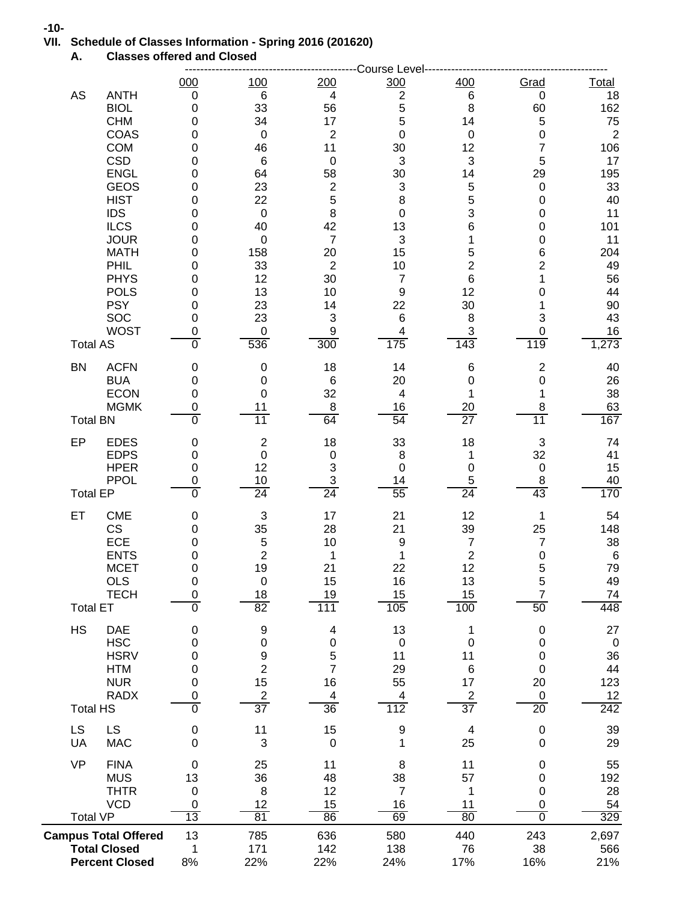## VII. Schedule of Classes Information - Spring 2016 (201620)

### A. Classes offered and Closed

| | | Course Level | | | | | | |
|---|---|---|---|---|---|---|---|---|
| | | 000 | 100 | 200 | 300 | 400 | Grad | Total |
| AS | ANTH | 0 | 6 | 4 | 2 | 6 | 0 | 18 |
| | BIOL | 0 | 33 | 56 | 5 | 8 | 60 | 162 |
| | CHM | 0 | 34 | 17 | 5 | 14 | 5 | 75 |
| | COAS | 0 | 0 | 2 | 0 | 0 | 0 | 2 |
| | COM | 0 | 46 | 11 | 30 | 12 | 7 | 106 |
| | CSD | 0 | 6 | 0 | 3 | 3 | 5 | 17 |
| | ENGL | 0 | 64 | 58 | 30 | 14 | 29 | 195 |
| | GEOS | 0 | 23 | 2 | 3 | 5 | 0 | 33 |
| | HIST | 0 | 22 | 5 | 8 | 5 | 0 | 40 |
| | IDS | 0 | 0 | 8 | 0 | 3 | 0 | 11 |
| | ILCS | 0 | 40 | 42 | 13 | 6 | 0 | 101 |
| | JOUR | 0 | 0 | 7 | 3 | 1 | 0 | 11 |
| | MATH | 0 | 158 | 20 | 15 | 5 | 6 | 204 |
| | PHIL | 0 | 33 | 2 | 10 | 2 | 2 | 49 |
| | PHYS | 0 | 12 | 30 | 7 | 6 | 1 | 56 |
| | POLS | 0 | 13 | 10 | 9 | 12 | 0 | 44 |
| | PSY | 0 | 23 | 14 | 22 | 30 | 1 | 90 |
| | SOC | 0 | 23 | 3 | 6 | 8 | 3 | 43 |
| | WOST | 0 | 0 | 9 | 4 | 3 | 0 | 16 |
| Total AS | | 0 | 536 | 300 | 175 | 143 | 119 | 1,273 |
| BN | ACFN | 0 | 0 | 18 | 14 | 6 | 2 | 40 |
| | BUA | 0 | 0 | 6 | 20 | 0 | 0 | 26 |
| | ECON | 0 | 0 | 32 | 4 | 1 | 1 | 38 |
| | MGMK | 0 | 11 | 8 | 16 | 20 | 8 | 63 |
| Total BN | | 0 | 11 | 64 | 54 | 27 | 11 | 167 |
| EP | EDES | 0 | 2 | 18 | 33 | 18 | 3 | 74 |
| | EDPS | 0 | 0 | 0 | 8 | 1 | 32 | 41 |
| | HPER | 0 | 12 | 3 | 0 | 0 | 0 | 15 |
| | PPOL | 0 | 10 | 3 | 14 | 5 | 8 | 40 |
| Total EP | | 0 | 24 | 24 | 55 | 24 | 43 | 170 |
| ET | CME | 0 | 3 | 17 | 21 | 12 | 1 | 54 |
| | CS | 0 | 35 | 28 | 21 | 39 | 25 | 148 |
| | ECE | 0 | 5 | 10 | 9 | 7 | 7 | 38 |
| | ENTS | 0 | 2 | 1 | 1 | 2 | 0 | 6 |
| | MCET | 0 | 19 | 21 | 22 | 12 | 5 | 79 |
| | OLS | 0 | 0 | 15 | 16 | 13 | 5 | 49 |
| | TECH | 0 | 18 | 19 | 15 | 15 | 7 | 74 |
| Total ET | | 0 | 82 | 111 | 105 | 100 | 50 | 448 |
| HS | DAE | 0 | 9 | 4 | 13 | 1 | 0 | 27 |
| | HSC | 0 | 0 | 0 | 0 | 0 | 0 | 0 |
| | HSRV | 0 | 9 | 5 | 11 | 11 | 0 | 36 |
| | HTM | 0 | 2 | 7 | 29 | 6 | 0 | 44 |
| | NUR | 0 | 15 | 16 | 55 | 17 | 20 | 123 |
| | RADX | 0 | 2 | 4 | 4 | 2 | 0 | 12 |
| Total HS | | 0 | 37 | 36 | 112 | 37 | 20 | 242 |
| LS | LS | 0 | 11 | 15 | 9 | 4 | 0 | 39 |
| UA | MAC | 0 | 3 | 0 | 1 | 25 | 0 | 29 |
| VP | FINA | 0 | 25 | 11 | 8 | 11 | 0 | 55 |
| | MUS | 13 | 36 | 48 | 38 | 57 | 0 | 192 |
| | THTR | 0 | 8 | 12 | 7 | 1 | 0 | 28 |
| | VCD | 0 | 12 | 15 | 16 | 11 | 0 | 54 |
| Total VP | | 13 | 81 | 86 | 69 | 80 | 0 | 329 |
| **Campus Total Offered** | | 13 | 785 | 636 | 580 | 440 | 243 | 2,697 |
| **Total Closed** | | 1 | 171 | 142 | 138 | 76 | 38 | 566 |
| **Percent Closed** | | 8% | 22% | 22% | 24% | 17% | 16% | 21% |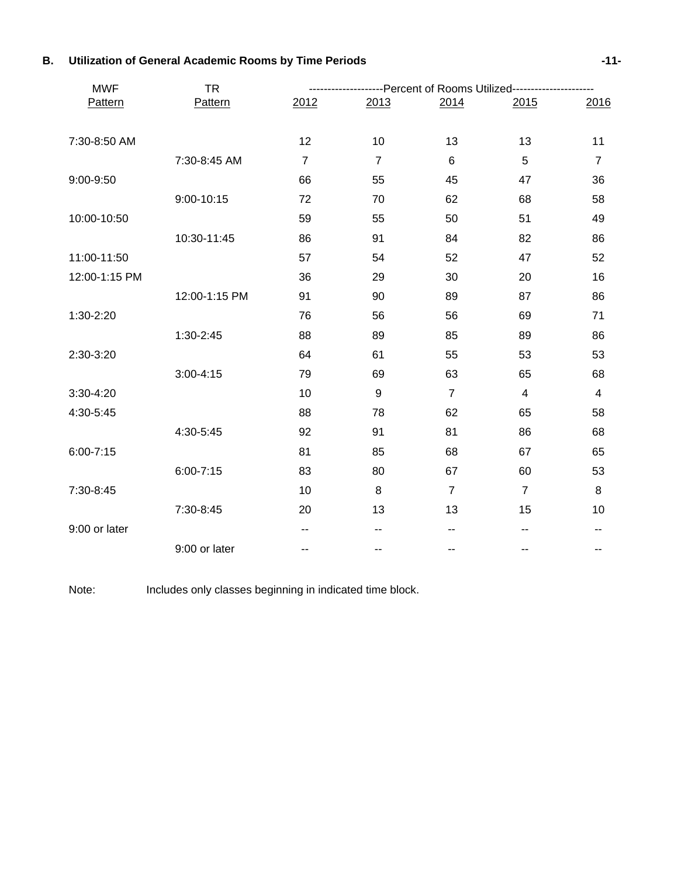## B. Utilization of General Academic Rooms by Time Periods

| MWF Pattern | TR Pattern | Percent of Rooms Utilized 2012 | 2013 | 2014 | 2015 | 2016 |
|---|---|---|---|---|---|---|
| 7:30-8:50 AM | | 12 | 10 | 13 | 13 | 11 |
| | 7:30-8:45 AM | 7 | 7 | 6 | 5 | 7 |
| 9:00-9:50 | | 66 | 55 | 45 | 47 | 36 |
| | 9:00-10:15 | 72 | 70 | 62 | 68 | 58 |
| 10:00-10:50 | | 59 | 55 | 50 | 51 | 49 |
| | 10:30-11:45 | 86 | 91 | 84 | 82 | 86 |
| 11:00-11:50 | | 57 | 54 | 52 | 47 | 52 |
| 12:00-1:15 PM | | 36 | 29 | 30 | 20 | 16 |
| | 12:00-1:15 PM | 91 | 90 | 89 | 87 | 86 |
| 1:30-2:20 | | 76 | 56 | 56 | 69 | 71 |
| | 1:30-2:45 | 88 | 89 | 85 | 89 | 86 |
| 2:30-3:20 | | 64 | 61 | 55 | 53 | 53 |
| | 3:00-4:15 | 79 | 69 | 63 | 65 | 68 |
| 3:30-4:20 | | 10 | 9 | 7 | 4 | 4 |
| 4:30-5:45 | | 88 | 78 | 62 | 65 | 58 |
| | 4:30-5:45 | 92 | 91 | 81 | 86 | 68 |
| 6:00-7:15 | | 81 | 85 | 68 | 67 | 65 |
| | 6:00-7:15 | 83 | 80 | 67 | 60 | 53 |
| 7:30-8:45 | | 10 | 8 | 7 | 7 | 8 |
| | 7:30-8:45 | 20 | 13 | 13 | 15 | 10 |
| 9:00 or later | | -- | -- | -- | -- | -- |
| | 9:00 or later | -- | -- | -- | -- | -- |

Note: Includes only classes beginning in indicated time block.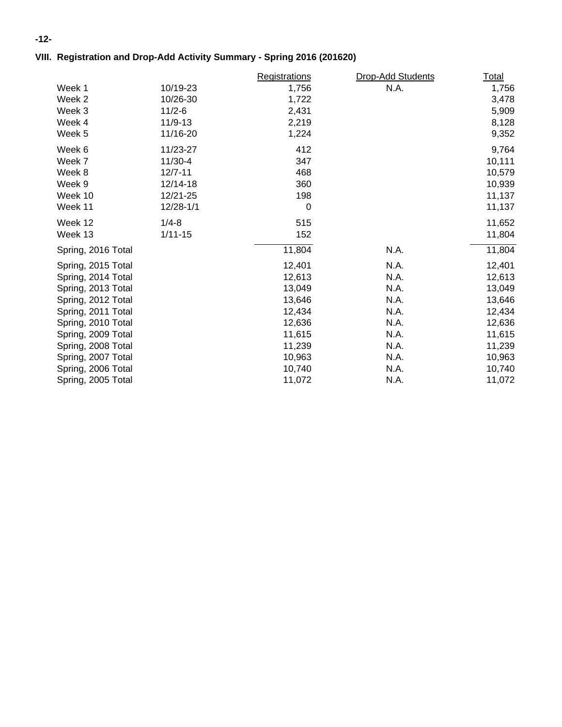## VIII. Registration and Drop-Add Activity Summary - Spring 2016 (201620)

| | | Registrations | Drop-Add Students | Total |
|---|---|---|---|---|
| Week 1 | 10/19-23 | 1,756 | N.A. | 1,756 |
| Week 2 | 10/26-30 | 1,722 | | 3,478 |
| Week 3 | 11/2-6 | 2,431 | | 5,909 |
| Week 4 | 11/9-13 | 2,219 | | 8,128 |
| Week 5 | 11/16-20 | 1,224 | | 9,352 |
| Week 6 | 11/23-27 | 412 | | 9,764 |
| Week 7 | 11/30-4 | 347 | | 10,111 |
| Week 8 | 12/7-11 | 468 | | 10,579 |
| Week 9 | 12/14-18 | 360 | | 10,939 |
| Week 10 | 12/21-25 | 198 | | 11,137 |
| Week 11 | 12/28-1/1 | 0 | | 11,137 |
| Week 12 | 1/4-8 | 515 | | 11,652 |
| Week 13 | 1/11-15 | 152 | | 11,804 |
| Spring, 2016 Total | | 11,804 | N.A. | 11,804 |
| Spring, 2015 Total | | 12,401 | N.A. | 12,401 |
| Spring, 2014 Total | | 12,613 | N.A. | 12,613 |
| Spring, 2013 Total | | 13,049 | N.A. | 13,049 |
| Spring, 2012 Total | | 13,646 | N.A. | 13,646 |
| Spring, 2011 Total | | 12,434 | N.A. | 12,434 |
| Spring, 2010 Total | | 12,636 | N.A. | 12,636 |
| Spring, 2009 Total | | 11,615 | N.A. | 11,615 |
| Spring, 2008 Total | | 11,239 | N.A. | 11,239 |
| Spring, 2007 Total | | 10,963 | N.A. | 10,963 |
| Spring, 2006 Total | | 10,740 | N.A. | 10,740 |
| Spring, 2005 Total | | 11,072 | N.A. | 11,072 |